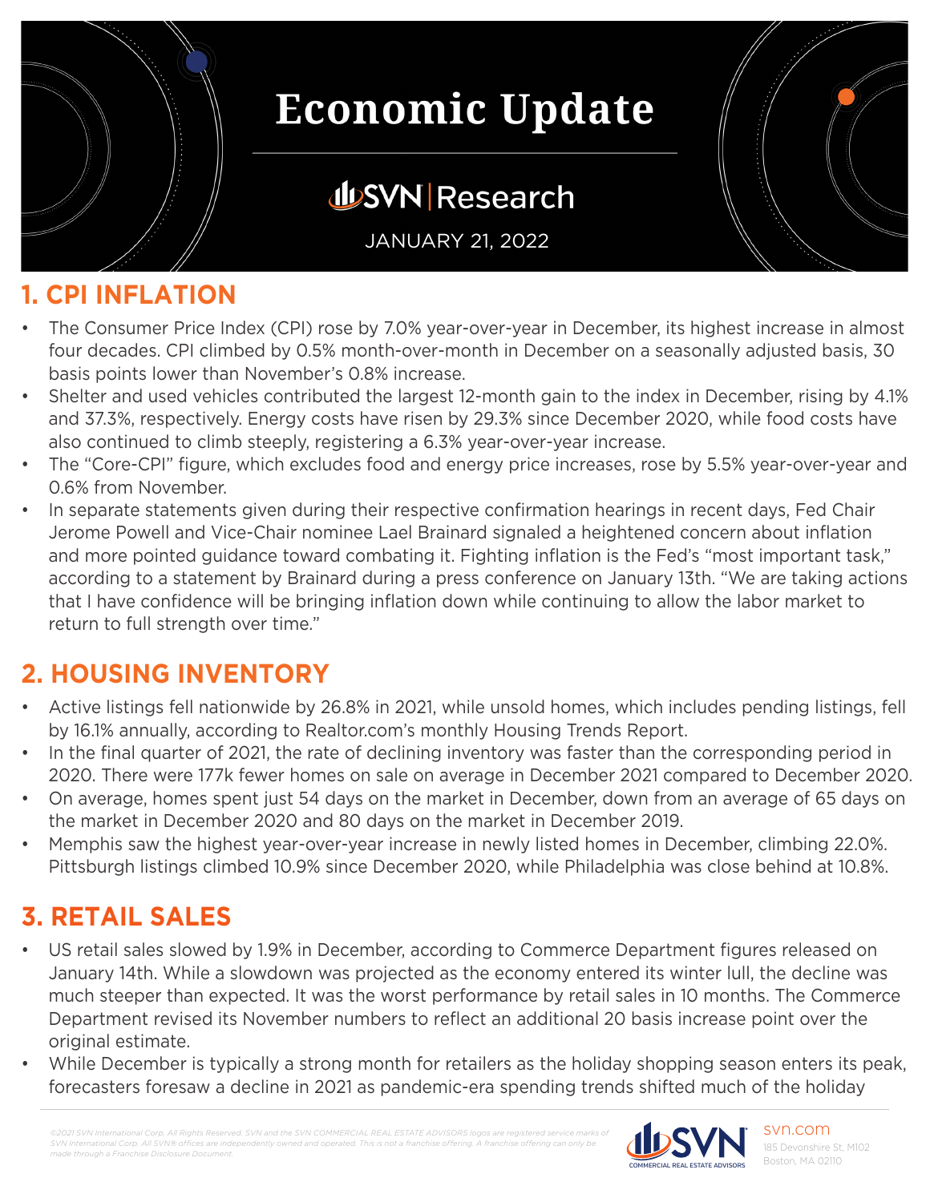# Economic Update

## SVN | Research

JANUARY 21, 2022

## 1. CPI INFLATION

- The Consumer Price Index (CPI) rose by 7.0% year-over-year in December, its highest increase in almost four decades. CPI climbed by 0.5% month-over-month in December on a seasonally adjusted basis, 30 basis points lower than November's 0.8% increase.
- Shelter and used vehicles contributed the largest 12-month gain to the index in December, rising by 4.1% and 37.3%, respectively. Energy costs have risen by 29.3% since December 2020, while food costs have also continued to climb steeply, registering a 6.3% year-over-year increase.
- The "Core-CPI" figure, which excludes food and energy price increases, rose by 5.5% year-over-year and 0.6% from November.
- In separate statements given during their respective confirmation hearings in recent days, Fed Chair Jerome Powell and Vice-Chair nominee Lael Brainard signaled a heightened concern about inflation and more pointed guidance toward combating it. Fighting inflation is the Fed's "most important task," according to a statement by Brainard during a press conference on January 13th. "We are taking actions that I have confidence will be bringing inflation down while continuing to allow the labor market to return to full strength over time."

## 2. HOUSING INVENTORY

- Active listings fell nationwide by 26.8% in 2021, while unsold homes, which includes pending listings, fell by 16.1% annually, according to Realtor.com's monthly Housing Trends Report.
- In the final quarter of 2021, the rate of declining inventory was faster than the corresponding period in 2020. There were 177k fewer homes on sale on average in December 2021 compared to December 2020.
- On average, homes spent just 54 days on the market in December, down from an average of 65 days on the market in December 2020 and 80 days on the market in December 2019.
- Memphis saw the highest year-over-year increase in newly listed homes in December, climbing 22.0%. Pittsburgh listings climbed 10.9% since December 2020, while Philadelphia was close behind at 10.8%.

## 3. RETAIL SALES

- US retail sales slowed by 1.9% in December, according to Commerce Department figures released on January 14th. While a slowdown was projected as the economy entered its winter lull, the decline was much steeper than expected. It was the worst performance by retail sales in 10 months. The Commerce Department revised its November numbers to reflect an additional 20 basis increase point over the original estimate.
- While December is typically a strong month for retailers as the holiday shopping season enters its peak, forecasters foresaw a decline in 2021 as pandemic-era spending trends shifted much of the holiday

©2021 SVN International Corp. All Rights Reserved. SVN and the SVN COMMERCIAL REAL ESTATE ADVISORS logos are registered service marks of SVN International Corp. All SVN® offices are independently owned and operated. This is not a franchise offering. A franchise offering can only be made through a Franchise Disclosure Document.

svn.com
185 Devonshire St, M102
Boston, MA 02110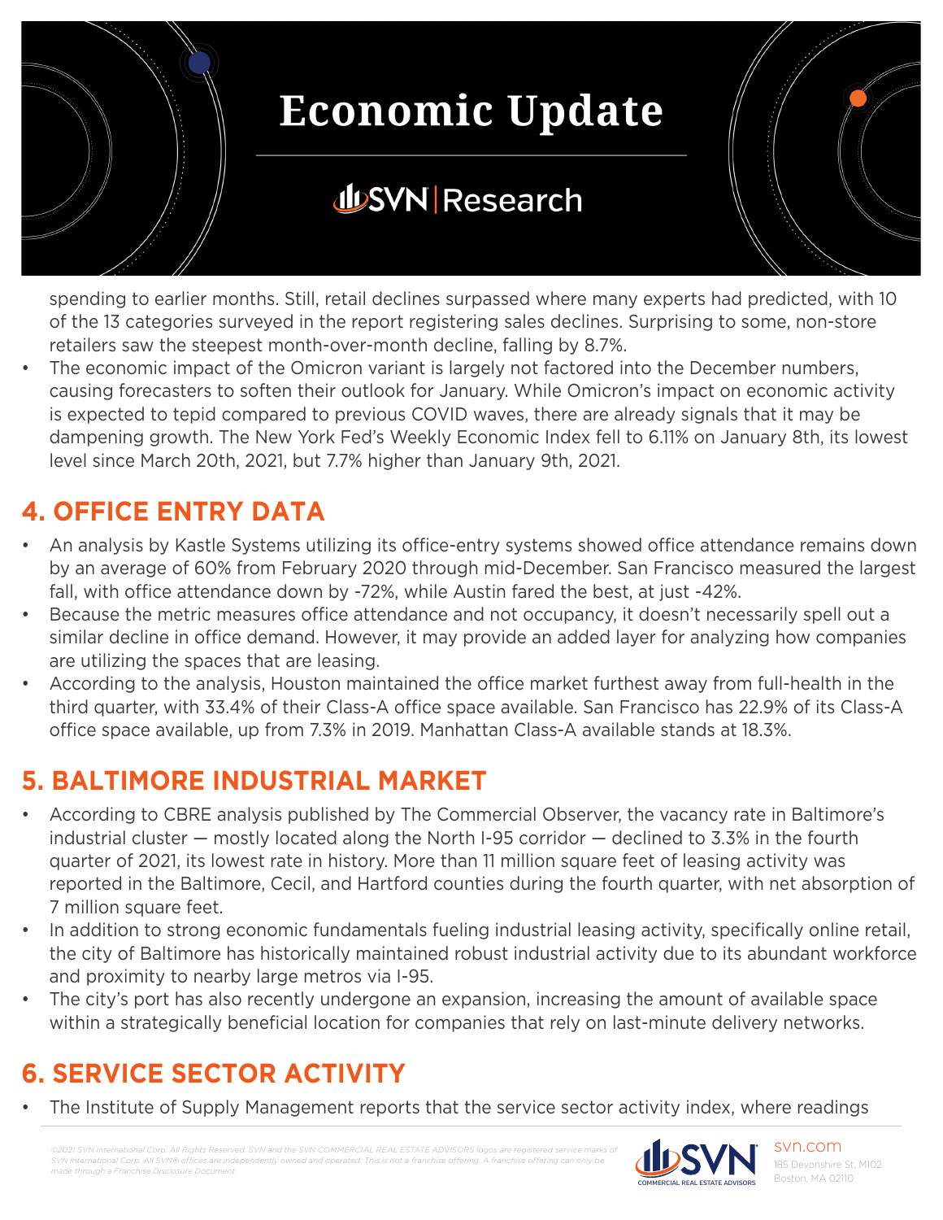spending to earlier months. Still, retail declines surpassed where many experts had predicted, with 10 of the 13 categories surveyed in the report registering sales declines. Surprising to some, non-store retailers saw the steepest month-over-month decline, falling by 8.7%.

- The economic impact of the Omicron variant is largely not factored into the December numbers, causing forecasters to soften their outlook for January. While Omicron's impact on economic activity is expected to tepid compared to previous COVID waves, there are already signals that it may be dampening growth. The New York Fed's Weekly Economic Index fell to 6.11% on January 8th, its lowest level since March 20th, 2021, but 7.7% higher than January 9th, 2021.

## 4. OFFICE ENTRY DATA

- An analysis by Kastle Systems utilizing its office-entry systems showed office attendance remains down by an average of 60% from February 2020 through mid-December. San Francisco measured the largest fall, with office attendance down by -72%, while Austin fared the best, at just -42%.
- Because the metric measures office attendance and not occupancy, it doesn't necessarily spell out a similar decline in office demand. However, it may provide an added layer for analyzing how companies are utilizing the spaces that are leasing.
- According to the analysis, Houston maintained the office market furthest away from full-health in the third quarter, with 33.4% of their Class-A office space available. San Francisco has 22.9% of its Class-A office space available, up from 7.3% in 2019. Manhattan Class-A available stands at 18.3%.

## 5. BALTIMORE INDUSTRIAL MARKET

- According to CBRE analysis published by The Commercial Observer, the vacancy rate in Baltimore's industrial cluster — mostly located along the North I-95 corridor — declined to 3.3% in the fourth quarter of 2021, its lowest rate in history. More than 11 million square feet of leasing activity was reported in the Baltimore, Cecil, and Hartford counties during the fourth quarter, with net absorption of 7 million square feet.
- In addition to strong economic fundamentals fueling industrial leasing activity, specifically online retail, the city of Baltimore has historically maintained robust industrial activity due to its abundant workforce and proximity to nearby large metros via I-95.
- The city's port has also recently undergone an expansion, increasing the amount of available space within a strategically beneficial location for companies that rely on last-minute delivery networks.

## 6. SERVICE SECTOR ACTIVITY

- The Institute of Supply Management reports that the service sector activity index, where readings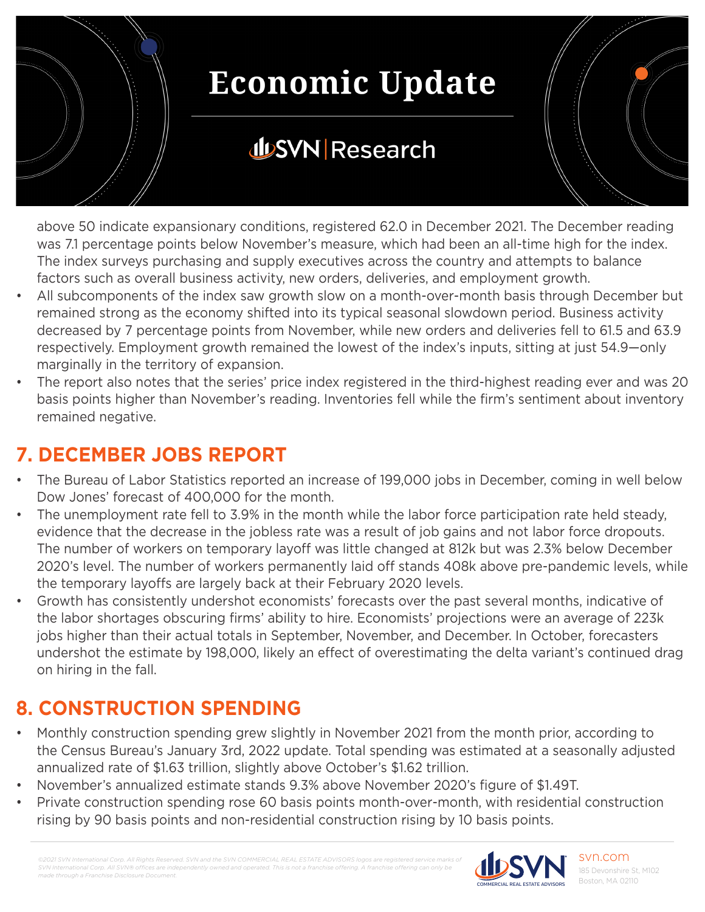above 50 indicate expansionary conditions, registered 62.0 in December 2021. The December reading was 7.1 percentage points below November's measure, which had been an all-time high for the index. The index surveys purchasing and supply executives across the country and attempts to balance factors such as overall business activity, new orders, deliveries, and employment growth.

- All subcomponents of the index saw growth slow on a month-over-month basis through December but remained strong as the economy shifted into its typical seasonal slowdown period. Business activity decreased by 7 percentage points from November, while new orders and deliveries fell to 61.5 and 63.9 respectively. Employment growth remained the lowest of the index's inputs, sitting at just 54.9—only marginally in the territory of expansion.
- The report also notes that the series' price index registered in the third-highest reading ever and was 20 basis points higher than November's reading. Inventories fell while the firm's sentiment about inventory remained negative.

## 7. DECEMBER JOBS REPORT

- The Bureau of Labor Statistics reported an increase of 199,000 jobs in December, coming in well below Dow Jones' forecast of 400,000 for the month.
- The unemployment rate fell to 3.9% in the month while the labor force participation rate held steady, evidence that the decrease in the jobless rate was a result of job gains and not labor force dropouts. The number of workers on temporary layoff was little changed at 812k but was 2.3% below December 2020's level. The number of workers permanently laid off stands 408k above pre-pandemic levels, while the temporary layoffs are largely back at their February 2020 levels.
- Growth has consistently undershot economists' forecasts over the past several months, indicative of the labor shortages obscuring firms' ability to hire. Economists' projections were an average of 223k jobs higher than their actual totals in September, November, and December. In October, forecasters undershot the estimate by 198,000, likely an effect of overestimating the delta variant's continued drag on hiring in the fall.

## 8. CONSTRUCTION SPENDING

- Monthly construction spending grew slightly in November 2021 from the month prior, according to the Census Bureau's January 3rd, 2022 update. Total spending was estimated at a seasonally adjusted annualized rate of $1.63 trillion, slightly above October's $1.62 trillion.
- November's annualized estimate stands 9.3% above November 2020's figure of $1.49T.
- Private construction spending rose 60 basis points month-over-month, with residential construction rising by 90 basis points and non-residential construction rising by 10 basis points.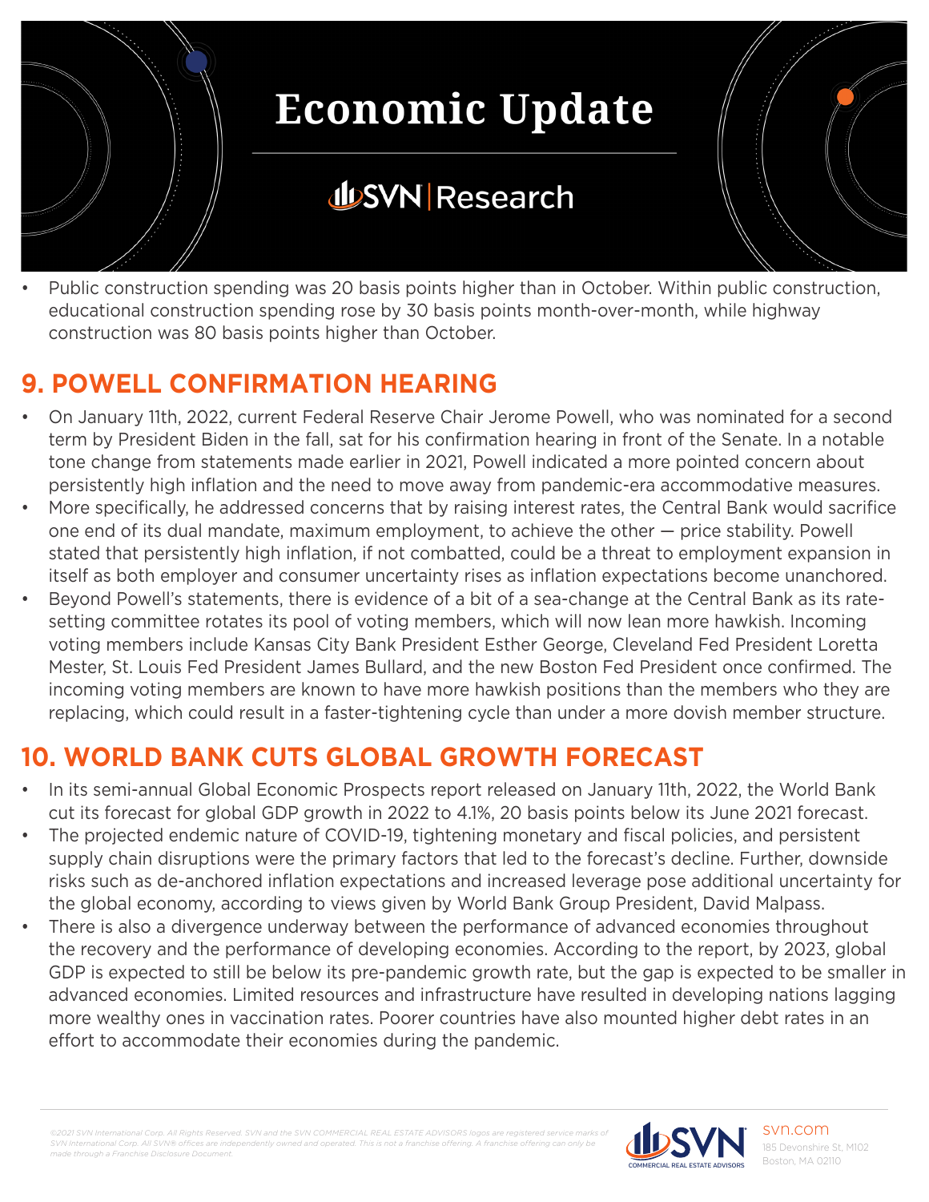- Public construction spending was 20 basis points higher than in October. Within public construction, educational construction spending rose by 30 basis points month-over-month, while highway construction was 80 basis points higher than October.

## 9. POWELL CONFIRMATION HEARING

- On January 11th, 2022, current Federal Reserve Chair Jerome Powell, who was nominated for a second term by President Biden in the fall, sat for his confirmation hearing in front of the Senate. In a notable tone change from statements made earlier in 2021, Powell indicated a more pointed concern about persistently high inflation and the need to move away from pandemic-era accommodative measures.
- More specifically, he addressed concerns that by raising interest rates, the Central Bank would sacrifice one end of its dual mandate, maximum employment, to achieve the other — price stability. Powell stated that persistently high inflation, if not combatted, could be a threat to employment expansion in itself as both employer and consumer uncertainty rises as inflation expectations become unanchored.
- Beyond Powell's statements, there is evidence of a bit of a sea-change at the Central Bank as its rate-setting committee rotates its pool of voting members, which will now lean more hawkish. Incoming voting members include Kansas City Bank President Esther George, Cleveland Fed President Loretta Mester, St. Louis Fed President James Bullard, and the new Boston Fed President once confirmed. The incoming voting members are known to have more hawkish positions than the members who they are replacing, which could result in a faster-tightening cycle than under a more dovish member structure.

## 10. WORLD BANK CUTS GLOBAL GROWTH FORECAST

- In its semi-annual Global Economic Prospects report released on January 11th, 2022, the World Bank cut its forecast for global GDP growth in 2022 to 4.1%, 20 basis points below its June 2021 forecast.
- The projected endemic nature of COVID-19, tightening monetary and fiscal policies, and persistent supply chain disruptions were the primary factors that led to the forecast's decline. Further, downside risks such as de-anchored inflation expectations and increased leverage pose additional uncertainty for the global economy, according to views given by World Bank Group President, David Malpass.
- There is also a divergence underway between the performance of advanced economies throughout the recovery and the performance of developing economies. According to the report, by 2023, global GDP is expected to still be below its pre-pandemic growth rate, but the gap is expected to be smaller in advanced economies. Limited resources and infrastructure have resulted in developing nations lagging more wealthy ones in vaccination rates. Poorer countries have also mounted higher debt rates in an effort to accommodate their economies during the pandemic.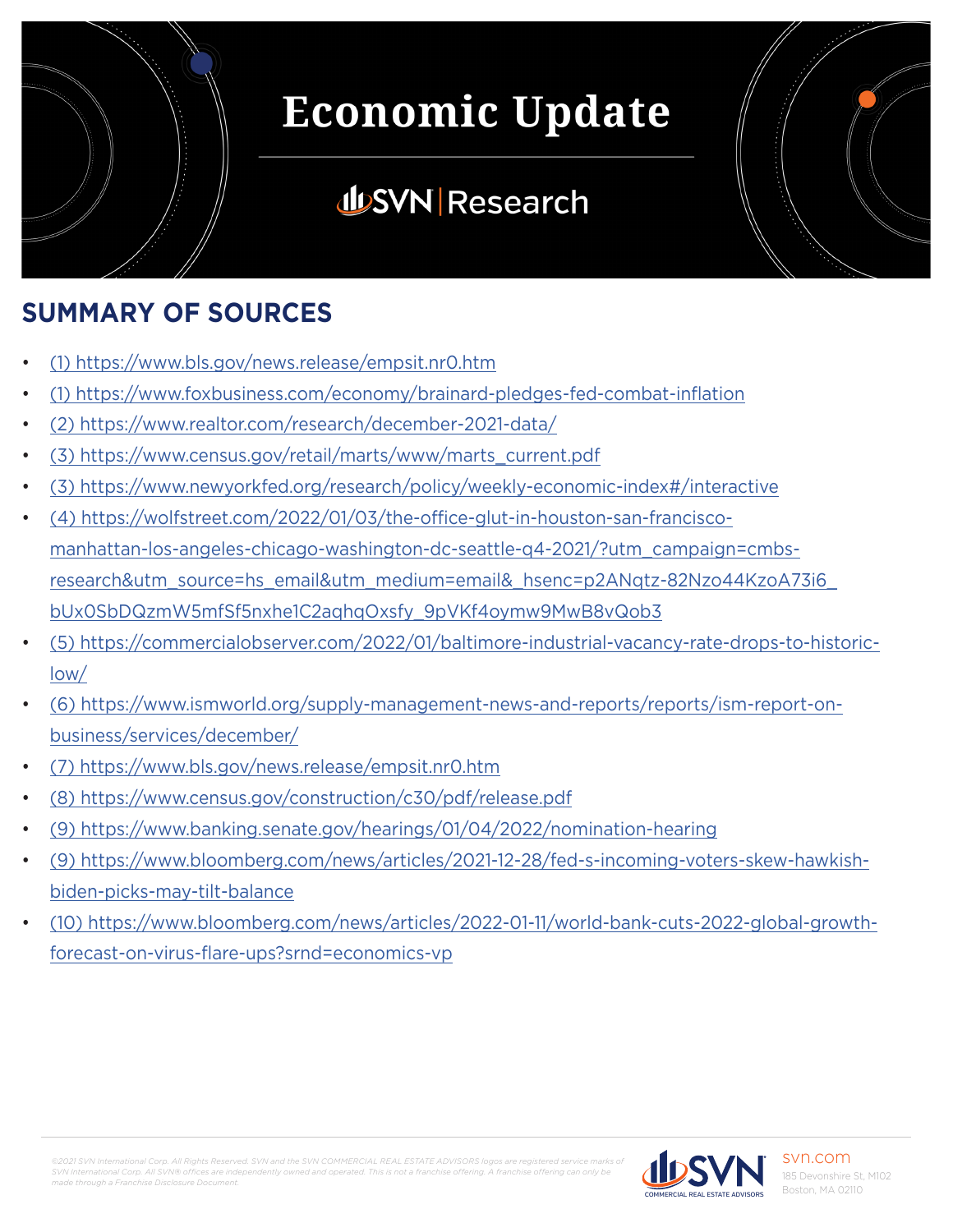# Economic Update

SVN | Research

## SUMMARY OF SOURCES

- (1) https://www.bls.gov/news.release/empsit.nr0.htm
- (1) https://www.foxbusiness.com/economy/brainard-pledges-fed-combat-inflation
- (2) https://www.realtor.com/research/december-2021-data/
- (3) https://www.census.gov/retail/marts/www/marts_current.pdf
- (3) https://www.newyorkfed.org/research/policy/weekly-economic-index#/interactive
- (4) https://wolfstreet.com/2022/01/03/the-office-glut-in-houston-san-francisco-manhattan-los-angeles-chicago-washington-dc-seattle-q4-2021/?utm_campaign=cmbs-research&utm_source=hs_email&utm_medium=email&_hsenc=p2ANqtz-82Nzo44KzoA73i6_bUx0SbDQzmW5mfSf5nxhe1C2aqhqOxsfy_9pVKf4oymw9MwB8vQob3
- (5) https://commercialobserver.com/2022/01/baltimore-industrial-vacancy-rate-drops-to-historic-low/
- (6) https://www.ismworld.org/supply-management-news-and-reports/reports/ism-report-on-business/services/december/
- (7) https://www.bls.gov/news.release/empsit.nr0.htm
- (8) https://www.census.gov/construction/c30/pdf/release.pdf
- (9) https://www.banking.senate.gov/hearings/01/04/2022/nomination-hearing
- (9) https://www.bloomberg.com/news/articles/2021-12-28/fed-s-incoming-voters-skew-hawkish-biden-picks-may-tilt-balance
- (10) https://www.bloomberg.com/news/articles/2022-01-11/world-bank-cuts-2022-global-growth-forecast-on-virus-flare-ups?srnd=economics-vp

*©2021 SVN International Corp. All Rights Reserved. SVN and the SVN COMMERCIAL REAL ESTATE ADVISORS logos are registered service marks of SVN International Corp. All SVN® offices are independently owned and operated. This is not a franchise offering. A franchise offering can only be made through a Franchise Disclosure Document.*

SVN COMMERCIAL REAL ESTATE ADVISORS

svn.com
185 Devonshire St, M102
Boston, MA 02110